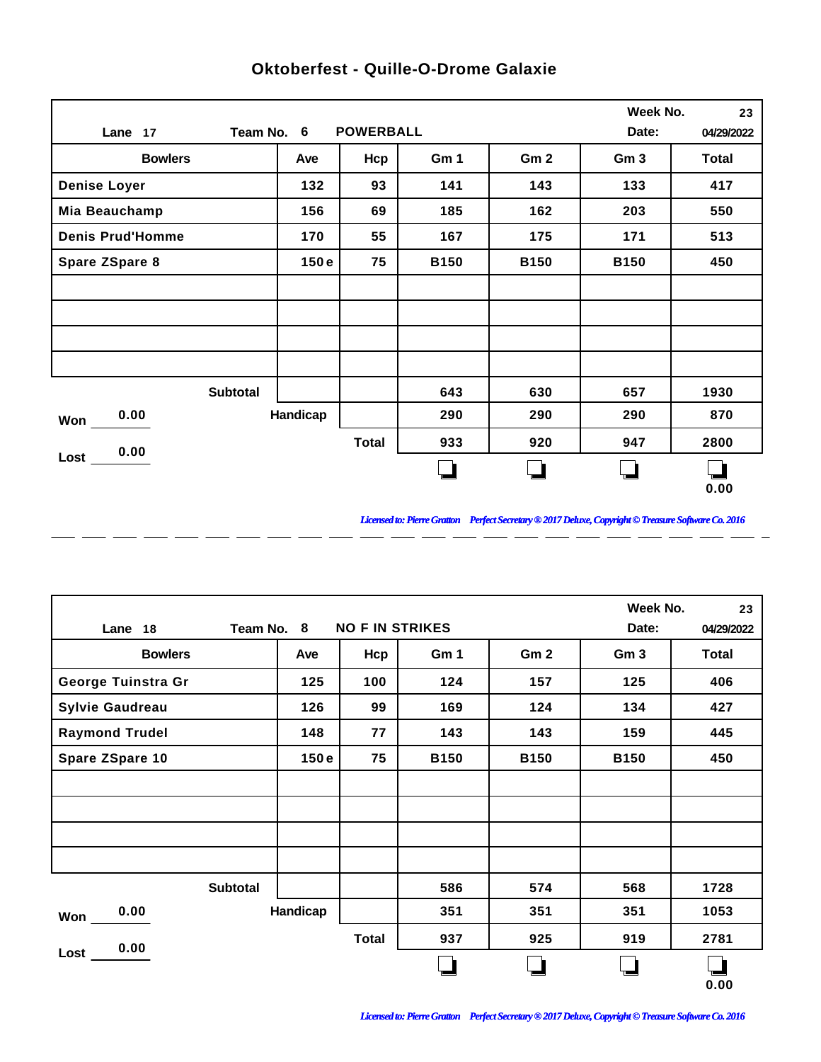# Oktoberfest - Quille-O-Drome Galaxie

Lane 17 | Team No. 6 | POWERBALL | Week No. 23 | Date: 04/29/2022

| Bowlers | Ave | Hcp | Gm 1 | Gm 2 | Gm 3 | Total |
|---|---|---|---|---|---|---|
| Denise Loyer | 132 | 93 | 141 | 143 | 133 | 417 |
| Mia Beauchamp | 156 | 69 | 185 | 162 | 203 | 550 |
| Denis Prud'Homme | 170 | 55 | 167 | 175 | 171 | 513 |
| Spare ZSpare 8 | 150 e | 75 | B150 | B150 | B150 | 450 |
| | | | | | | |
| | | | | | | |
| | | | | | | |
| | | | | | | |
| Subtotal | | | 643 | 630 | 657 | 1930 |
| Handicap | | | 290 | 290 | 290 | 870 |
| Total | | | 933 | 920 | 947 | 2800 |
| | | | | | | 0.00 |

Won 0.00

Lost 0.00

*Licensed to: Pierre Gratton Perfect Secretary ® 2017 Deluxe, Copyright © Treasure Software Co. 2016*

---

Lane 18 | Team No. 8 | NO F IN STRIKES | Week No. 23 | Date: 04/29/2022

| Bowlers | Ave | Hcp | Gm 1 | Gm 2 | Gm 3 | Total |
|---|---|---|---|---|---|---|
| George Tuinstra Gr | 125 | 100 | 124 | 157 | 125 | 406 |
| Sylvie Gaudreau | 126 | 99 | 169 | 124 | 134 | 427 |
| Raymond Trudel | 148 | 77 | 143 | 143 | 159 | 445 |
| Spare ZSpare 10 | 150 e | 75 | B150 | B150 | B150 | 450 |
| | | | | | | |
| | | | | | | |
| | | | | | | |
| | | | | | | |
| Subtotal | | | 586 | 574 | 568 | 1728 |
| Handicap | | | 351 | 351 | 351 | 1053 |
| Total | | | 937 | 925 | 919 | 2781 |
| | | | | | | 0.00 |

Won 0.00

Lost 0.00

*Licensed to: Pierre Gratton Perfect Secretary ® 2017 Deluxe, Copyright © Treasure Software Co. 2016*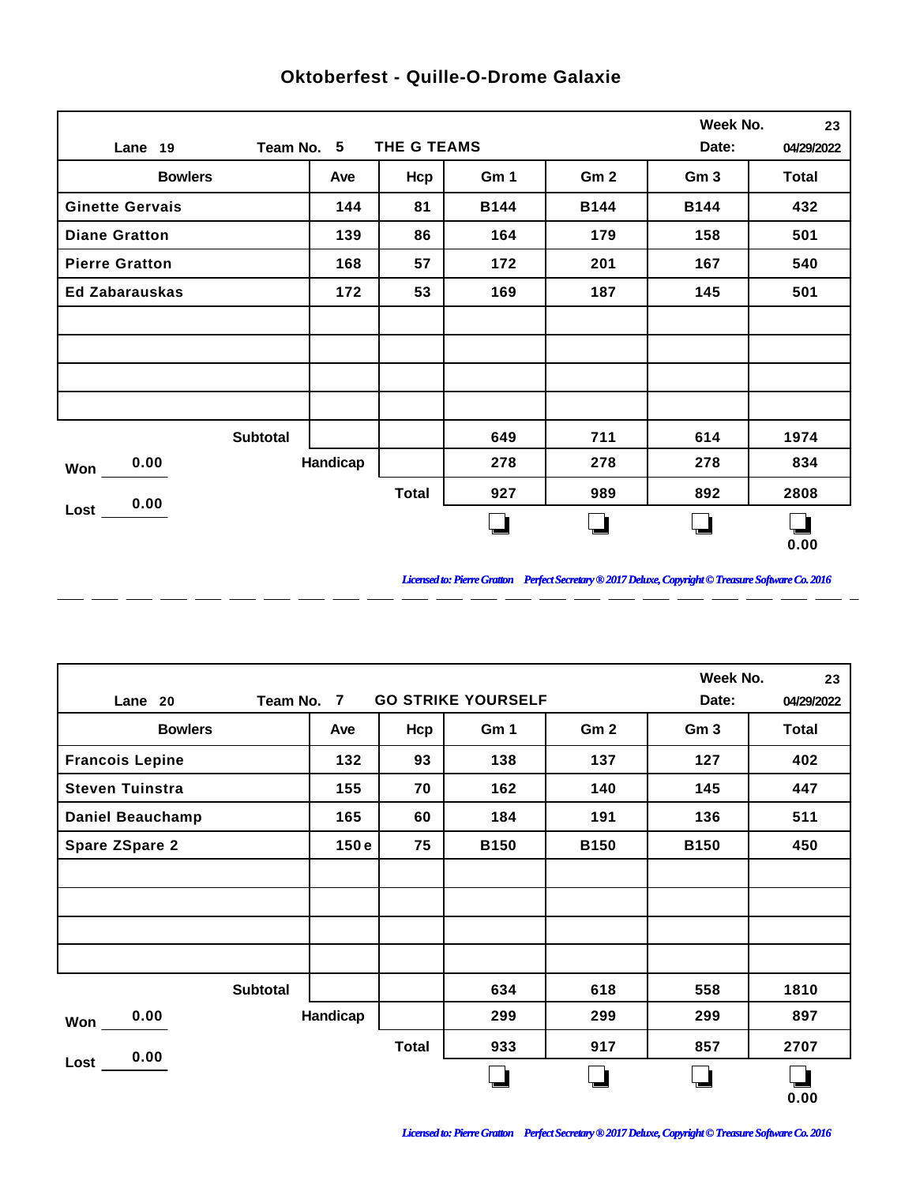# Oktoberfest - Quille-O-Drome Galaxie

Lane 19 | Team No. 5 | THE G TEAMS | Week No. 23 | Date: 04/29/2022

| Bowlers | Ave | Hcp | Gm 1 | Gm 2 | Gm 3 | Total |
|---|---|---|---|---|---|---|
| Ginette Gervais | 144 | 81 | B144 | B144 | B144 | 432 |
| Diane Gratton | 139 | 86 | 164 | 179 | 158 | 501 |
| Pierre Gratton | 168 | 57 | 172 | 201 | 167 | 540 |
| Ed Zabarauskas | 172 | 53 | 169 | 187 | 145 | 501 |
| | | | | | | |
| | | | | | | |
| | | | | | | |
| | | | | | | |
| Subtotal | | | 649 | 711 | 614 | 1974 |
| Handicap | | | 278 | 278 | 278 | 834 |
| Total | | | 927 | 989 | 892 | 2808 |
| | | | ❑ | ❑ | ❑ | ❑ 0.00 |

Won 0.00

Lost 0.00

*Licensed to: Pierre Gratton Perfect Secretary ® 2017 Deluxe, Copyright © Treasure Software Co. 2016*

Lane 20 | Team No. 7 | GO STRIKE YOURSELF | Week No. 23 | Date: 04/29/2022

| Bowlers | Ave | Hcp | Gm 1 | Gm 2 | Gm 3 | Total |
|---|---|---|---|---|---|---|
| Francois Lepine | 132 | 93 | 138 | 137 | 127 | 402 |
| Steven Tuinstra | 155 | 70 | 162 | 140 | 145 | 447 |
| Daniel Beauchamp | 165 | 60 | 184 | 191 | 136 | 511 |
| Spare ZSpare 2 | 150 e | 75 | B150 | B150 | B150 | 450 |
| | | | | | | |
| | | | | | | |
| | | | | | | |
| | | | | | | |
| Subtotal | | | 634 | 618 | 558 | 1810 |
| Handicap | | | 299 | 299 | 299 | 897 |
| Total | | | 933 | 917 | 857 | 2707 |
| | | | ❑ | ❑ | ❑ | ❑ 0.00 |

Won 0.00

Lost 0.00

*Licensed to: Pierre Gratton Perfect Secretary ® 2017 Deluxe, Copyright © Treasure Software Co. 2016*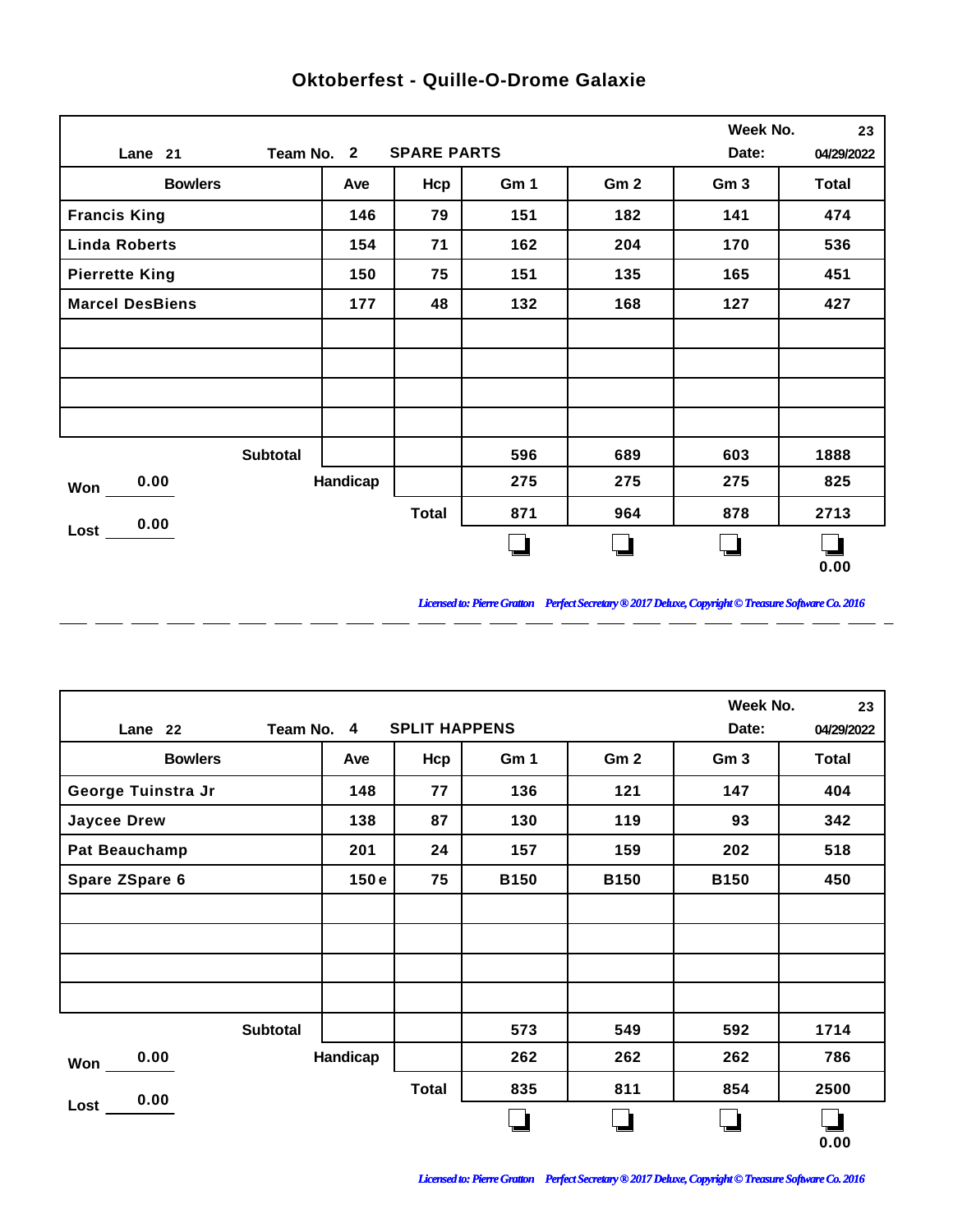# Oktoberfest - Quille-O-Drome Galaxie

Lane 21 | Team No. 2 | SPARE PARTS | Week No. 23 | Date: 04/29/2022

| Bowlers | Ave | Hcp | Gm 1 | Gm 2 | Gm 3 | Total |
|---|---|---|---|---|---|---|
| Francis King | 146 | 79 | 151 | 182 | 141 | 474 |
| Linda Roberts | 154 | 71 | 162 | 204 | 170 | 536 |
| Pierrette King | 150 | 75 | 151 | 135 | 165 | 451 |
| Marcel DesBiens | 177 | 48 | 132 | 168 | 127 | 427 |
| | | | | | | |
| | | | | | | |
| | | | | | | |
| | | | | | | |
| Subtotal | | | 596 | 689 | 603 | 1888 |
| Handicap | | | 275 | 275 | 275 | 825 |
| Total | | | 871 | 964 | 878 | 2713 |
| | | | ❑ | ❑ | ❑ | ❑ 0.00 |

Won 0.00

Lost 0.00

*Licensed to: Pierre Gratton Perfect Secretary ® 2017 Deluxe, Copyright © Treasure Software Co. 2016*

---

Lane 22 | Team No. 4 | SPLIT HAPPENS | Week No. 23 | Date: 04/29/2022

| Bowlers | Ave | Hcp | Gm 1 | Gm 2 | Gm 3 | Total |
|---|---|---|---|---|---|---|
| George Tuinstra Jr | 148 | 77 | 136 | 121 | 147 | 404 |
| Jaycee Drew | 138 | 87 | 130 | 119 | 93 | 342 |
| Pat Beauchamp | 201 | 24 | 157 | 159 | 202 | 518 |
| Spare ZSpare 6 | 150 e | 75 | B150 | B150 | B150 | 450 |
| | | | | | | |
| | | | | | | |
| | | | | | | |
| | | | | | | |
| Subtotal | | | 573 | 549 | 592 | 1714 |
| Handicap | | | 262 | 262 | 262 | 786 |
| Total | | | 835 | 811 | 854 | 2500 |
| | | | ❑ | ❑ | ❑ | ❑ 0.00 |

Won 0.00

Lost 0.00

*Licensed to: Pierre Gratton Perfect Secretary ® 2017 Deluxe, Copyright © Treasure Software Co. 2016*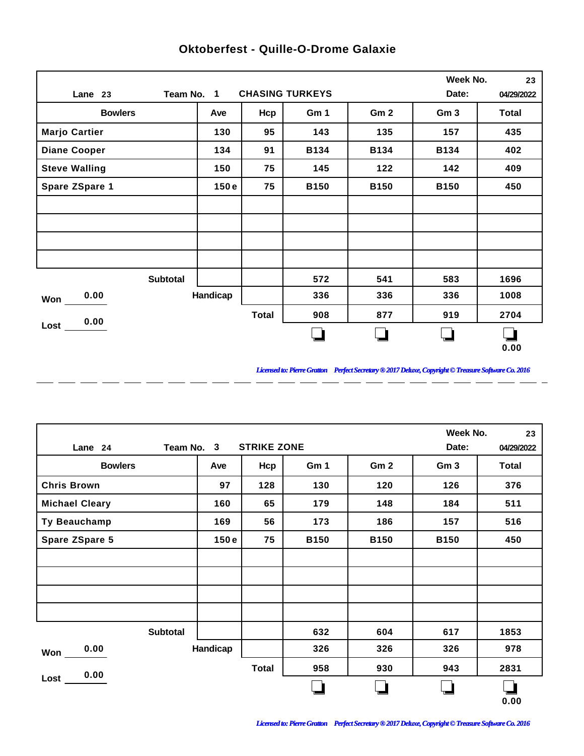# Oktoberfest - Quille-O-Drome Galaxie

Lane 23 Team No. 1 CHASING TURKEYS

Week No. 23

Date: 04/29/2022

| Bowlers | Ave | Hcp | Gm 1 | Gm 2 | Gm 3 | Total |
|---|---|---|---|---|---|---|
| Marjo Cartier | 130 | 95 | 143 | 135 | 157 | 435 |
| Diane Cooper | 134 | 91 | B134 | B134 | B134 | 402 |
| Steve Walling | 150 | 75 | 145 | 122 | 142 | 409 |
| Spare ZSpare 1 | 150 e | 75 | B150 | B150 | B150 | 450 |
| | | | | | | |
| | | | | | | |
| | | | | | | |
| | | | | | | |
| Subtotal | | | 572 | 541 | 583 | 1696 |
| Handicap | | | 336 | 336 | 336 | 1008 |
| Total | | | 908 | 877 | 919 | 2704 |

Won 0.00

Lost 0.00

☐ ☐ ☐ ☐ 0.00

*Licensed to: Pierre Gratton Perfect Secretary ® 2017 Deluxe, Copyright © Treasure Software Co. 2016*

---

Lane 24 Team No. 3 STRIKE ZONE

Week No. 23

Date: 04/29/2022

| Bowlers | Ave | Hcp | Gm 1 | Gm 2 | Gm 3 | Total |
|---|---|---|---|---|---|---|
| Chris Brown | 97 | 128 | 130 | 120 | 126 | 376 |
| Michael Cleary | 160 | 65 | 179 | 148 | 184 | 511 |
| Ty Beauchamp | 169 | 56 | 173 | 186 | 157 | 516 |
| Spare ZSpare 5 | 150 e | 75 | B150 | B150 | B150 | 450 |
| | | | | | | |
| | | | | | | |
| | | | | | | |
| | | | | | | |
| Subtotal | | | 632 | 604 | 617 | 1853 |
| Handicap | | | 326 | 326 | 326 | 978 |
| Total | | | 958 | 930 | 943 | 2831 |

Won 0.00

Lost 0.00

☐ ☐ ☐ ☐ 0.00

*Licensed to: Pierre Gratton Perfect Secretary ® 2017 Deluxe, Copyright © Treasure Software Co. 2016*